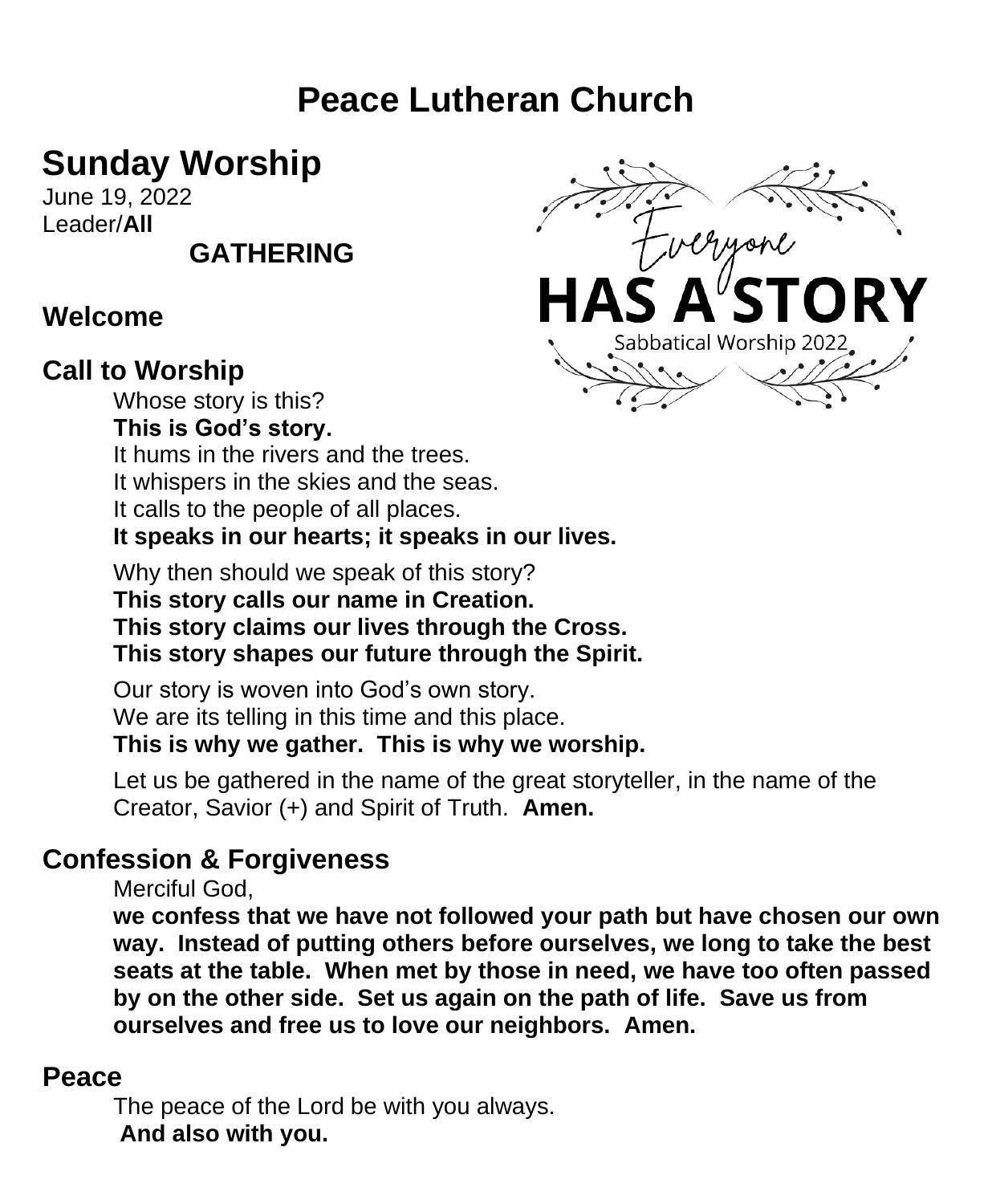# Peace Lutheran Church

## Sunday Worship

June 19, 2022
Leader/**All**

### GATHERING

Everyone HAS A STORY
Sabbatical Worship 2022

## Welcome

## Call to Worship

Whose story is this?
**This is God's story.**
It hums in the rivers and the trees.
It whispers in the skies and the seas.
It calls to the people of all places.
**It speaks in our hearts; it speaks in our lives.**

Why then should we speak of this story?
**This story calls our name in Creation.**
**This story claims our lives through the Cross.**
**This story shapes our future through the Spirit.**

Our story is woven into God's own story.
We are its telling in this time and this place.
**This is why we gather. This is why we worship.**

Let us be gathered in the name of the great storyteller, in the name of the Creator, Savior (+) and Spirit of Truth. **Amen.**

## Confession & Forgiveness

Merciful God,
**we confess that we have not followed your path but have chosen our own way. Instead of putting others before ourselves, we long to take the best seats at the table. When met by those in need, we have too often passed by on the other side. Set us again on the path of life. Save us from ourselves and free us to love our neighbors. Amen.**

## Peace

The peace of the Lord be with you always.
**And also with you.**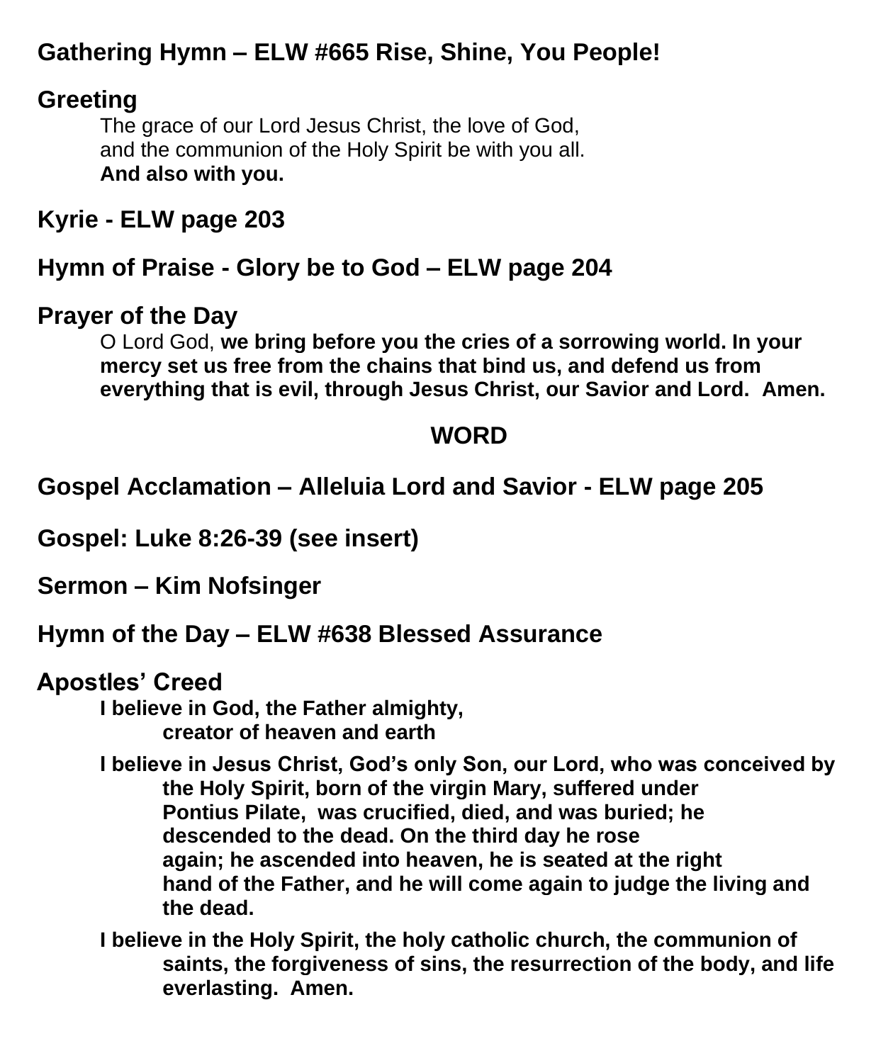**Gathering Hymn – ELW #665 Rise, Shine, You People!**

**Greeting**

The grace of our Lord Jesus Christ, the love of God,
and the communion of the Holy Spirit be with you all.
**And also with you.**

**Kyrie - ELW page 203**

**Hymn of Praise - Glory be to God – ELW page 204**

**Prayer of the Day**

O Lord God, **we bring before you the cries of a sorrowing world. In your mercy set us free from the chains that bind us, and defend us from everything that is evil, through Jesus Christ, our Savior and Lord. Amen.**

**WORD**

**Gospel Acclamation – Alleluia Lord and Savior - ELW page 205**

**Gospel: Luke 8:26-39 (see insert)**

**Sermon – Kim Nofsinger**

**Hymn of the Day – ELW #638 Blessed Assurance**

**Apostles' Creed**

**I believe in God, the Father almighty,
creator of heaven and earth**

**I believe in Jesus Christ, God's only Son, our Lord, who was conceived by the Holy Spirit, born of the virgin Mary, suffered under Pontius Pilate, was crucified, died, and was buried; he descended to the dead. On the third day he rose again; he ascended into heaven, he is seated at the right hand of the Father, and he will come again to judge the living and the dead.**

**I believe in the Holy Spirit, the holy catholic church, the communion of saints, the forgiveness of sins, the resurrection of the body, and life everlasting. Amen.**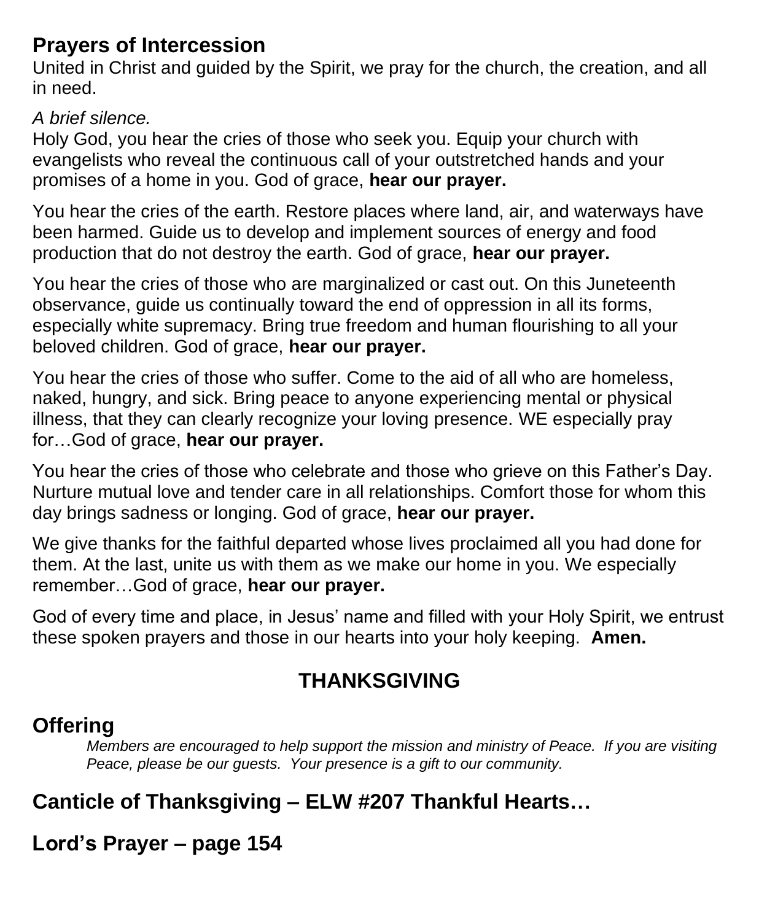## Prayers of Intercession

United in Christ and guided by the Spirit, we pray for the church, the creation, and all in need.

*A brief silence.*

Holy God, you hear the cries of those who seek you. Equip your church with evangelists who reveal the continuous call of your outstretched hands and your promises of a home in you. God of grace, **hear our prayer.**

You hear the cries of the earth. Restore places where land, air, and waterways have been harmed. Guide us to develop and implement sources of energy and food production that do not destroy the earth. God of grace, **hear our prayer.**

You hear the cries of those who are marginalized or cast out. On this Juneteenth observance, guide us continually toward the end of oppression in all its forms, especially white supremacy. Bring true freedom and human flourishing to all your beloved children. God of grace, **hear our prayer.**

You hear the cries of those who suffer. Come to the aid of all who are homeless, naked, hungry, and sick. Bring peace to anyone experiencing mental or physical illness, that they can clearly recognize your loving presence. WE especially pray for…God of grace, **hear our prayer.**

You hear the cries of those who celebrate and those who grieve on this Father's Day. Nurture mutual love and tender care in all relationships. Comfort those for whom this day brings sadness or longing. God of grace, **hear our prayer.**

We give thanks for the faithful departed whose lives proclaimed all you had done for them. At the last, unite us with them as we make our home in you. We especially remember…God of grace, **hear our prayer.**

God of every time and place, in Jesus' name and filled with your Holy Spirit, we entrust these spoken prayers and those in our hearts into your holy keeping. **Amen.**

# THANKSGIVING

## Offering

*Members are encouraged to help support the mission and ministry of Peace. If you are visiting Peace, please be our guests. Your presence is a gift to our community.*

## Canticle of Thanksgiving – ELW #207 Thankful Hearts…

## Lord's Prayer – page 154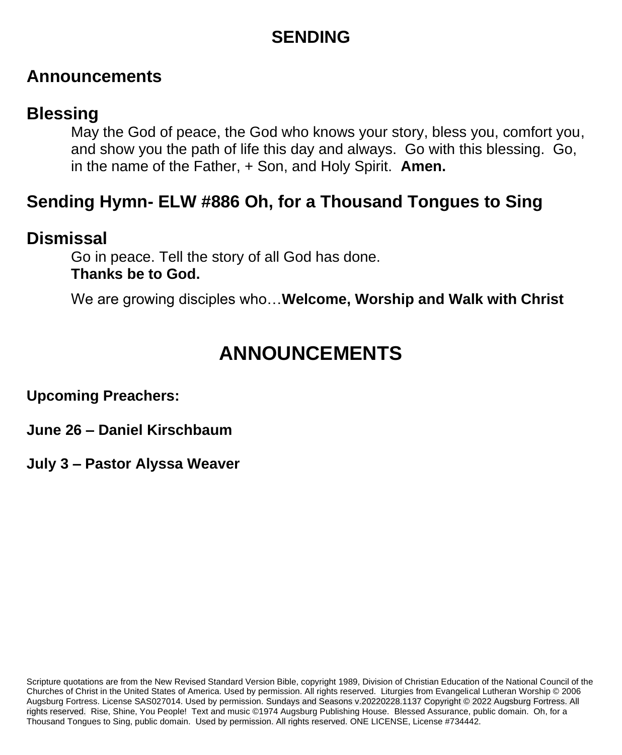# SENDING

## Announcements

## Blessing

May the God of peace, the God who knows your story, bless you, comfort you, and show you the path of life this day and always. Go with this blessing. Go, in the name of the Father, + Son, and Holy Spirit. **Amen.**

## Sending Hymn- ELW #886 Oh, for a Thousand Tongues to Sing

## Dismissal

Go in peace. Tell the story of all God has done.
**Thanks be to God.**

We are growing disciples who…**Welcome, Worship and Walk with Christ**

# ANNOUNCEMENTS

**Upcoming Preachers:**

**June 26 – Daniel Kirschbaum**

**July 3 – Pastor Alyssa Weaver**

Scripture quotations are from the New Revised Standard Version Bible, copyright 1989, Division of Christian Education of the National Council of the Churches of Christ in the United States of America. Used by permission. All rights reserved. Liturgies from Evangelical Lutheran Worship © 2006 Augsburg Fortress. License SAS027014. Used by permission. Sundays and Seasons v.20220228.1137 Copyright © 2022 Augsburg Fortress. All rights reserved. Rise, Shine, You People! Text and music ©1974 Augsburg Publishing House. Blessed Assurance, public domain. Oh, for a Thousand Tongues to Sing, public domain. Used by permission. All rights reserved. ONE LICENSE, License #734442.